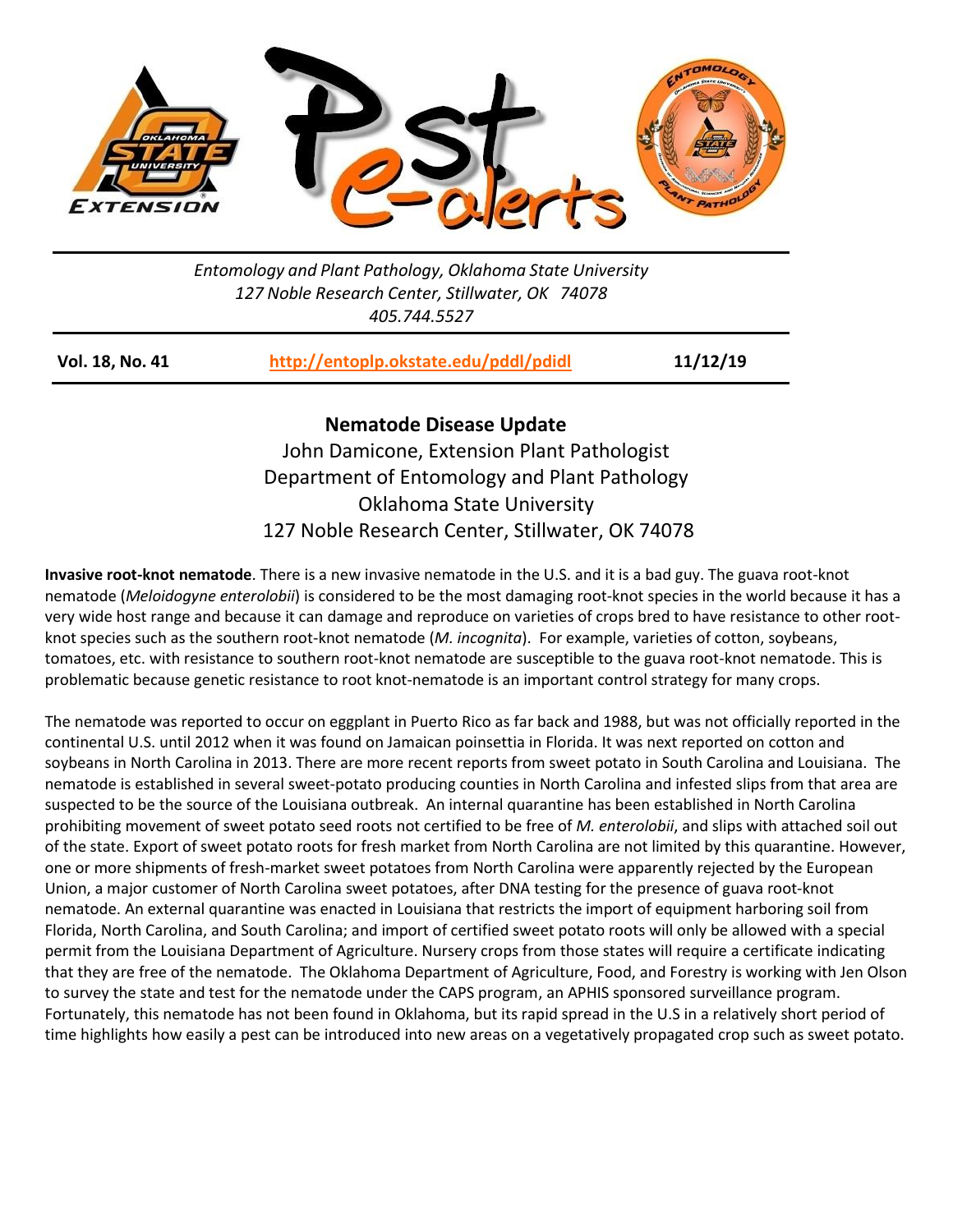Entomology and Plant Pathology, Oklahoma State University
127 Noble Research Center, Stillwater, OK 74078
405.744.5527

**Vol. 18, No. 41** **http://entoplp.okstate.edu/pddl/pdidl** **11/12/19**

## Nematode Disease Update

John Damicone, Extension Plant Pathologist
Department of Entomology and Plant Pathology
Oklahoma State University
127 Noble Research Center, Stillwater, OK 74078

**Invasive root-knot nematode**. There is a new invasive nematode in the U.S. and it is a bad guy. The guava root-knot nematode (*Meloidogyne enterolobii*) is considered to be the most damaging root-knot species in the world because it has a very wide host range and because it can damage and reproduce on varieties of crops bred to have resistance to other root-knot species such as the southern root-knot nematode (*M. incognita*). For example, varieties of cotton, soybeans, tomatoes, etc. with resistance to southern root-knot nematode are susceptible to the guava root-knot nematode. This is problematic because genetic resistance to root knot-nematode is an important control strategy for many crops.

The nematode was reported to occur on eggplant in Puerto Rico as far back and 1988, but was not officially reported in the continental U.S. until 2012 when it was found on Jamaican poinsettia in Florida. It was next reported on cotton and soybeans in North Carolina in 2013. There are more recent reports from sweet potato in South Carolina and Louisiana. The nematode is established in several sweet-potato producing counties in North Carolina and infested slips from that area are suspected to be the source of the Louisiana outbreak. An internal quarantine has been established in North Carolina prohibiting movement of sweet potato seed roots not certified to be free of *M. enterolobii*, and slips with attached soil out of the state. Export of sweet potato roots for fresh market from North Carolina are not limited by this quarantine. However, one or more shipments of fresh-market sweet potatoes from North Carolina were apparently rejected by the European Union, a major customer of North Carolina sweet potatoes, after DNA testing for the presence of guava root-knot nematode. An external quarantine was enacted in Louisiana that restricts the import of equipment harboring soil from Florida, North Carolina, and South Carolina; and import of certified sweet potato roots will only be allowed with a special permit from the Louisiana Department of Agriculture. Nursery crops from those states will require a certificate indicating that they are free of the nematode. The Oklahoma Department of Agriculture, Food, and Forestry is working with Jen Olson to survey the state and test for the nematode under the CAPS program, an APHIS sponsored surveillance program. Fortunately, this nematode has not been found in Oklahoma, but its rapid spread in the U.S in a relatively short period of time highlights how easily a pest can be introduced into new areas on a vegetatively propagated crop such as sweet potato.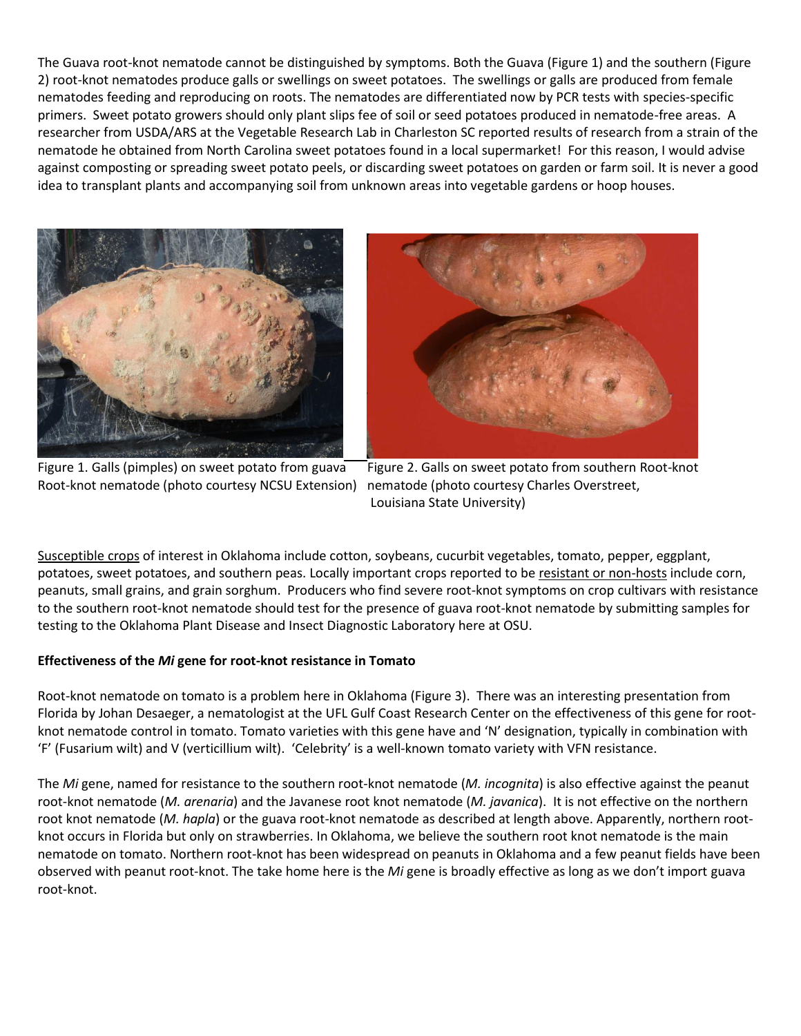The Guava root-knot nematode cannot be distinguished by symptoms. Both the Guava (Figure 1) and the southern (Figure 2) root-knot nematodes produce galls or swellings on sweet potatoes. The swellings or galls are produced from female nematodes feeding and reproducing on roots. The nematodes are differentiated now by PCR tests with species-specific primers. Sweet potato growers should only plant slips fee of soil or seed potatoes produced in nematode-free areas. A researcher from USDA/ARS at the Vegetable Research Lab in Charleston SC reported results of research from a strain of the nematode he obtained from North Carolina sweet potatoes found in a local supermarket! For this reason, I would advise against composting or spreading sweet potato peels, or discarding sweet potatoes on garden or farm soil. It is never a good idea to transplant plants and accompanying soil from unknown areas into vegetable gardens or hoop houses.

Figure 1. Galls (pimples) on sweet potato from guava Root-knot nematode (photo courtesy NCSU Extension)

Figure 2. Galls on sweet potato from southern Root-knot nematode (photo courtesy Charles Overstreet, Louisiana State University)

Susceptible crops of interest in Oklahoma include cotton, soybeans, cucurbit vegetables, tomato, pepper, eggplant, potatoes, sweet potatoes, and southern peas. Locally important crops reported to be resistant or non-hosts include corn, peanuts, small grains, and grain sorghum. Producers who find severe root-knot symptoms on crop cultivars with resistance to the southern root-knot nematode should test for the presence of guava root-knot nematode by submitting samples for testing to the Oklahoma Plant Disease and Insect Diagnostic Laboratory here at OSU.

**Effectiveness of the *Mi* gene for root-knot resistance in Tomato**

Root-knot nematode on tomato is a problem here in Oklahoma (Figure 3). There was an interesting presentation from Florida by Johan Desaeger, a nematologist at the UFL Gulf Coast Research Center on the effectiveness of this gene for root-knot nematode control in tomato. Tomato varieties with this gene have and 'N' designation, typically in combination with 'F' (Fusarium wilt) and V (verticillium wilt). 'Celebrity' is a well-known tomato variety with VFN resistance.

The *Mi* gene, named for resistance to the southern root-knot nematode (*M. incognita*) is also effective against the peanut root-knot nematode (*M. arenaria*) and the Javanese root knot nematode (*M. javanica*). It is not effective on the northern root knot nematode (*M. hapla*) or the guava root-knot nematode as described at length above. Apparently, northern root-knot occurs in Florida but only on strawberries. In Oklahoma, we believe the southern root knot nematode is the main nematode on tomato. Northern root-knot has been widespread on peanuts in Oklahoma and a few peanut fields have been observed with peanut root-knot. The take home here is the *Mi* gene is broadly effective as long as we don't import guava root-knot.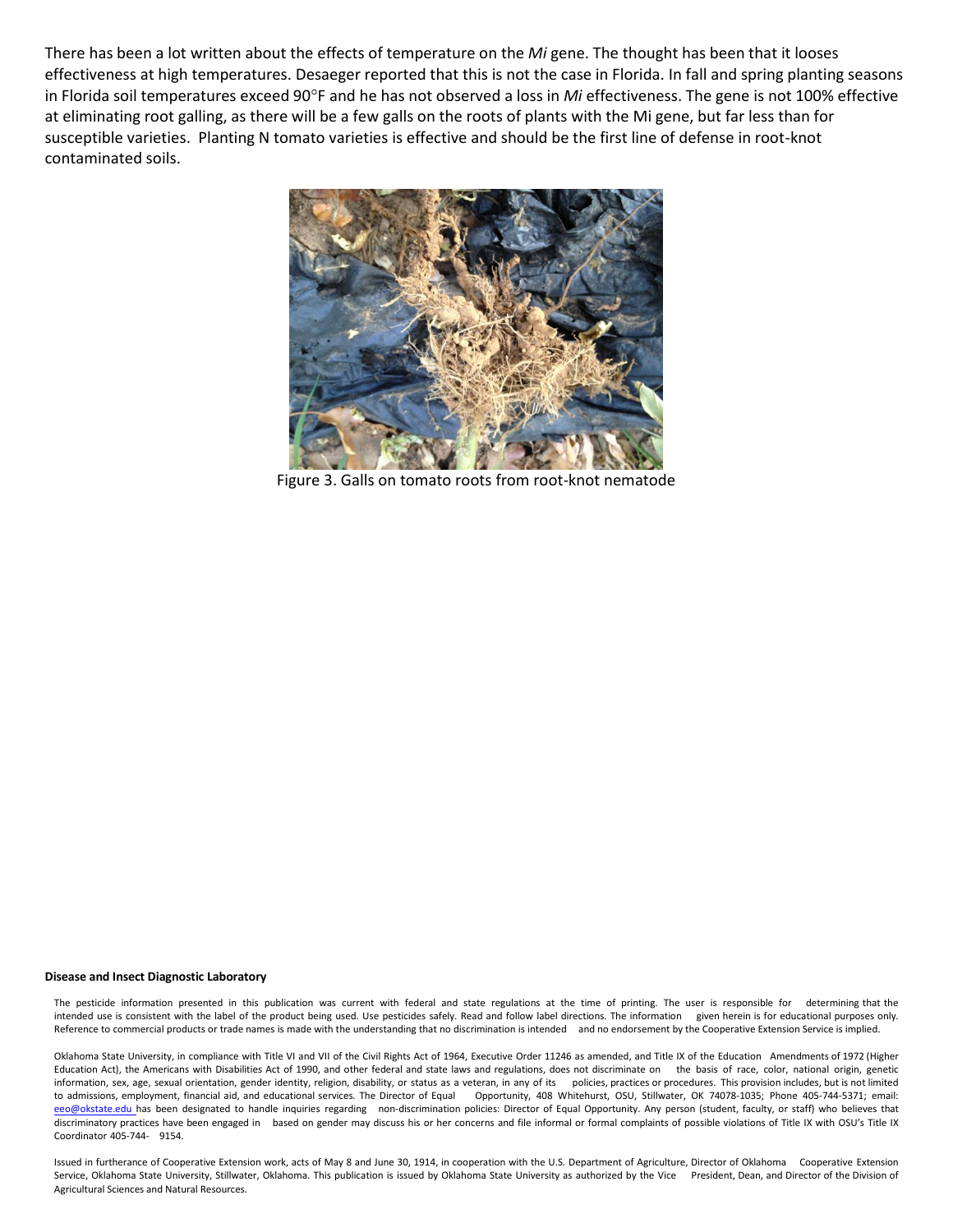There has been a lot written about the effects of temperature on the *Mi* gene. The thought has been that it looses effectiveness at high temperatures. Desaeger reported that this is not the case in Florida. In fall and spring planting seasons in Florida soil temperatures exceed 90°F and he has not observed a loss in *Mi* effectiveness. The gene is not 100% effective at eliminating root galling, as there will be a few galls on the roots of plants with the Mi gene, but far less than for susceptible varieties. Planting N tomato varieties is effective and should be the first line of defense in root-knot contaminated soils.

Figure 3. Galls on tomato roots from root-knot nematode

**Disease and Insect Diagnostic Laboratory**

The pesticide information presented in this publication was current with federal and state regulations at the time of printing. The user is responsible for determining that the intended use is consistent with the label of the product being used. Use pesticides safely. Read and follow label directions. The information given herein is for educational purposes only. Reference to commercial products or trade names is made with the understanding that no discrimination is intended and no endorsement by the Cooperative Extension Service is implied.

Oklahoma State University, in compliance with Title VI and VII of the Civil Rights Act of 1964, Executive Order 11246 as amended, and Title IX of the Education Amendments of 1972 (Higher Education Act), the Americans with Disabilities Act of 1990, and other federal and state laws and regulations, does not discriminate on the basis of race, color, national origin, genetic information, sex, age, sexual orientation, gender identity, religion, disability, or status as a veteran, in any of its policies, practices or procedures. This provision includes, but is not limited to admissions, employment, financial aid, and educational services. The Director of Equal Opportunity, 408 Whitehurst, OSU, Stillwater, OK 74078-1035; Phone 405-744-5371; email: eeo@okstate.edu has been designated to handle inquiries regarding non-discrimination policies: Director of Equal Opportunity. Any person (student, faculty, or staff) who believes that discriminatory practices have been engaged in based on gender may discuss his or her concerns and file informal or formal complaints of possible violations of Title IX with OSU's Title IX Coordinator 405-744- 9154.

Issued in furtherance of Cooperative Extension work, acts of May 8 and June 30, 1914, in cooperation with the U.S. Department of Agriculture, Director of Oklahoma Cooperative Extension Service, Oklahoma State University, Stillwater, Oklahoma. This publication is issued by Oklahoma State University as authorized by the Vice President, Dean, and Director of the Division of Agricultural Sciences and Natural Resources.